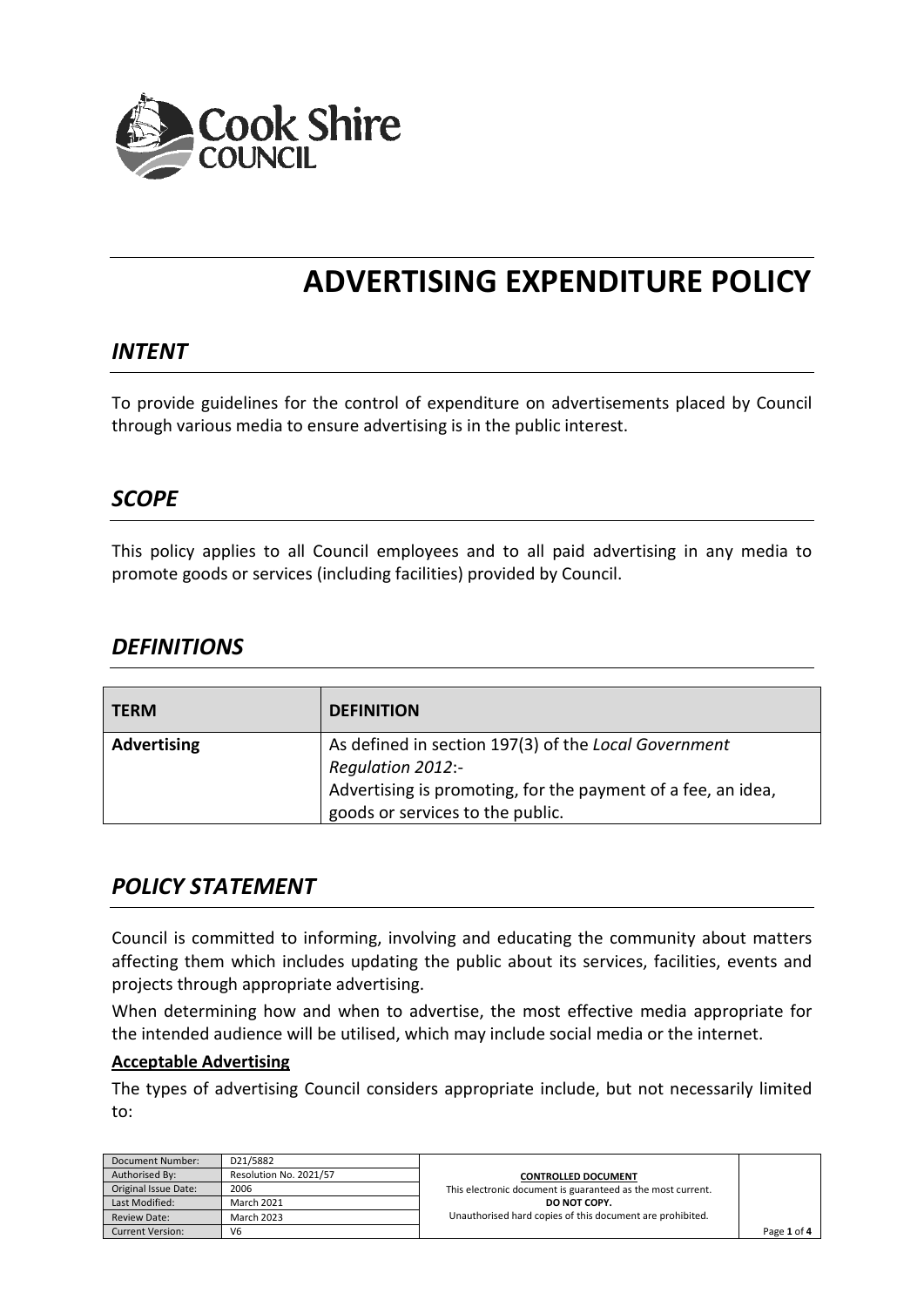# ADVERTISING EXPENDITURE POLICY

## *INTENT*

To provide guidelines for the control of expenditure on advertisements placed by Council through various media to ensure advertising is in the public interest.

## *SCOPE*

This policy applies to all Council employees and to all paid advertising in any media to promote goods or services (including facilities) provided by Council.

## *DEFINITIONS*

| TERM | DEFINITION |
| --- | --- |
| **Advertising** | As defined in section 197(3) of the *Local Government Regulation 2012*:- Advertising is promoting, for the payment of a fee, an idea, goods or services to the public. |

## *POLICY STATEMENT*

Council is committed to informing, involving and educating the community about matters affecting them which includes updating the public about its services, facilities, events and projects through appropriate advertising.

When determining how and when to advertise, the most effective media appropriate for the intended audience will be utilised, which may include social media or the internet.

**Acceptable Advertising**

The types of advertising Council considers appropriate include, but not necessarily limited to:

| Document Number: | D21/5882 |
| --- | --- |
| Authorised By: | Resolution No. 2021/57 |
| Original Issue Date: | 2006 |
| Last Modified: | March 2021 |
| Review Date: | March 2023 |
| Current Version: | V6 |

**CONTROLLED DOCUMENT**
This electronic document is guaranteed as the most current.
**DO NOT COPY.**
Unauthorised hard copies of this document are prohibited.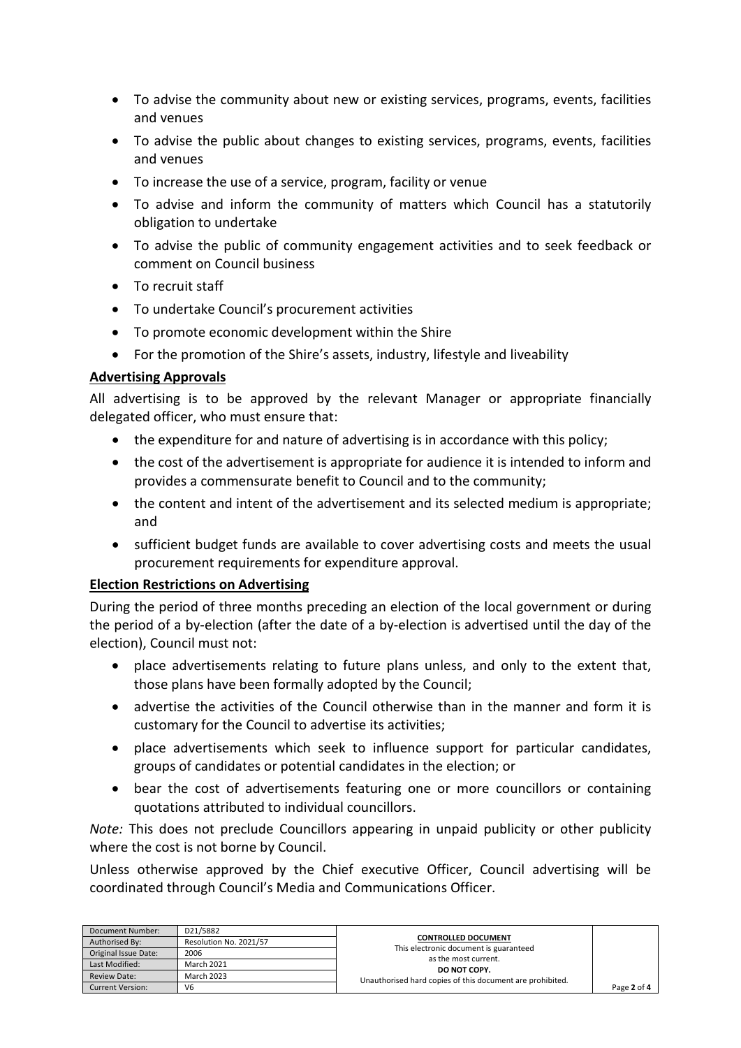- To advise the community about new or existing services, programs, events, facilities and venues
- To advise the public about changes to existing services, programs, events, facilities and venues
- To increase the use of a service, program, facility or venue
- To advise and inform the community of matters which Council has a statutorily obligation to undertake
- To advise the public of community engagement activities and to seek feedback or comment on Council business
- To recruit staff
- To undertake Council's procurement activities
- To promote economic development within the Shire
- For the promotion of the Shire's assets, industry, lifestyle and liveability

**Advertising Approvals**

All advertising is to be approved by the relevant Manager or appropriate financially delegated officer, who must ensure that:

- the expenditure for and nature of advertising is in accordance with this policy;
- the cost of the advertisement is appropriate for audience it is intended to inform and provides a commensurate benefit to Council and to the community;
- the content and intent of the advertisement and its selected medium is appropriate; and
- sufficient budget funds are available to cover advertising costs and meets the usual procurement requirements for expenditure approval.

**Election Restrictions on Advertising**

During the period of three months preceding an election of the local government or during the period of a by-election (after the date of a by-election is advertised until the day of the election), Council must not:

- place advertisements relating to future plans unless, and only to the extent that, those plans have been formally adopted by the Council;
- advertise the activities of the Council otherwise than in the manner and form it is customary for the Council to advertise its activities;
- place advertisements which seek to influence support for particular candidates, groups of candidates or potential candidates in the election; or
- bear the cost of advertisements featuring one or more councillors or containing quotations attributed to individual councillors.

*Note:* This does not preclude Councillors appearing in unpaid publicity or other publicity where the cost is not borne by Council.

Unless otherwise approved by the Chief executive Officer, Council advertising will be coordinated through Council's Media and Communications Officer.

| Document Number: | D21/5882 | **CONTROLLED DOCUMENT** This electronic document is guaranteed as the most current. **DO NOT COPY.** Unauthorised hard copies of this document are prohibited. |
|---|---|---|
| Authorised By: | Resolution No. 2021/57 | |
| Original Issue Date: | 2006 | |
| Last Modified: | March 2021 | |
| Review Date: | March 2023 | |
| Current Version: | V6 | |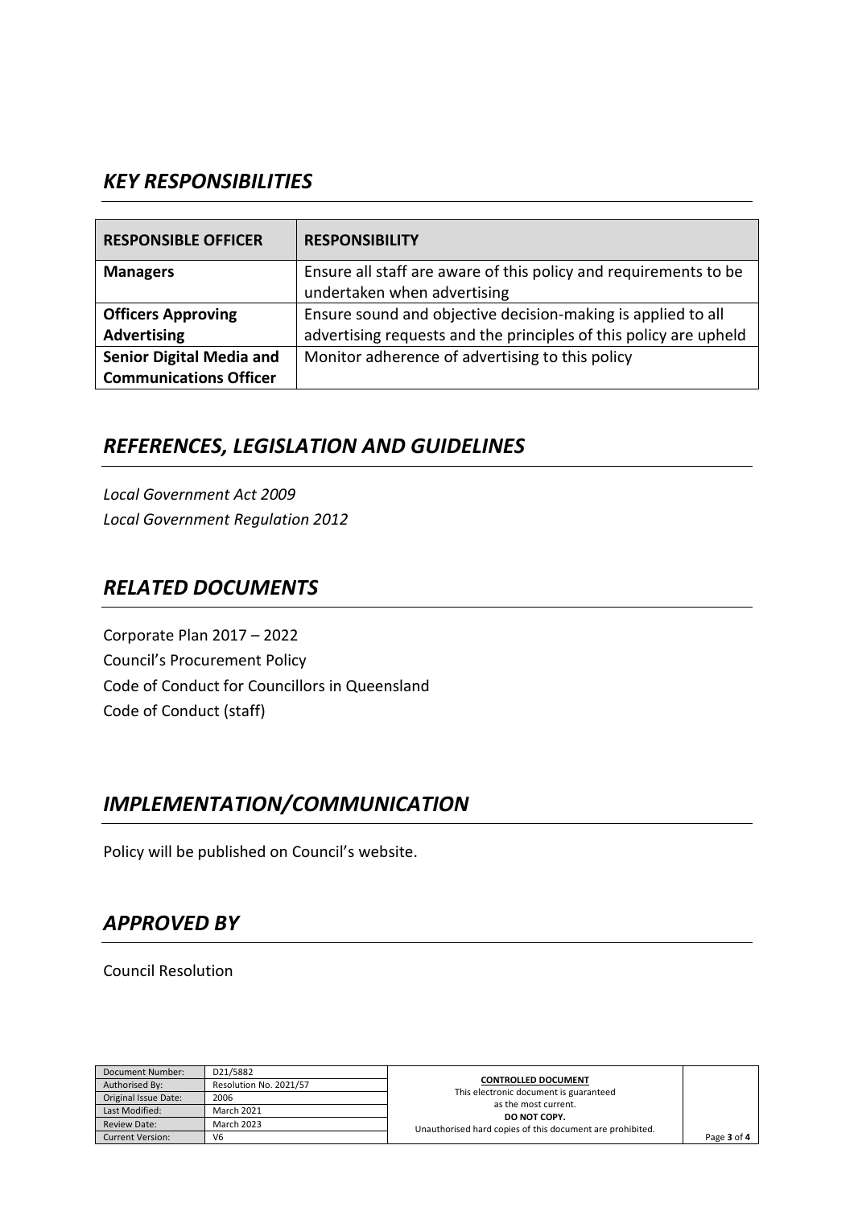## *KEY RESPONSIBILITIES*

| RESPONSIBLE OFFICER | RESPONSIBILITY |
|---|---|
| **Managers** | Ensure all staff are aware of this policy and requirements to be undertaken when advertising |
| **Officers Approving Advertising** | Ensure sound and objective decision-making is applied to all advertising requests and the principles of this policy are upheld |
| **Senior Digital Media and Communications Officer** | Monitor adherence of advertising to this policy |

## *REFERENCES, LEGISLATION AND GUIDELINES*

*Local Government Act 2009*
*Local Government Regulation 2012*

## *RELATED DOCUMENTS*

Corporate Plan 2017 – 2022
Council's Procurement Policy
Code of Conduct for Councillors in Queensland
Code of Conduct (staff)

## *IMPLEMENTATION/COMMUNICATION*

Policy will be published on Council's website.

## *APPROVED BY*

Council Resolution

| Document Number: | D21/5882 |
|---|---|
| Authorised By: | Resolution No. 2021/57 |
| Original Issue Date: | 2006 |
| Last Modified: | March 2021 |
| Review Date: | March 2023 |
| Current Version: | V6 |

**CONTROLLED DOCUMENT**
This electronic document is guaranteed as the most current.
**DO NOT COPY.**
Unauthorised hard copies of this document are prohibited.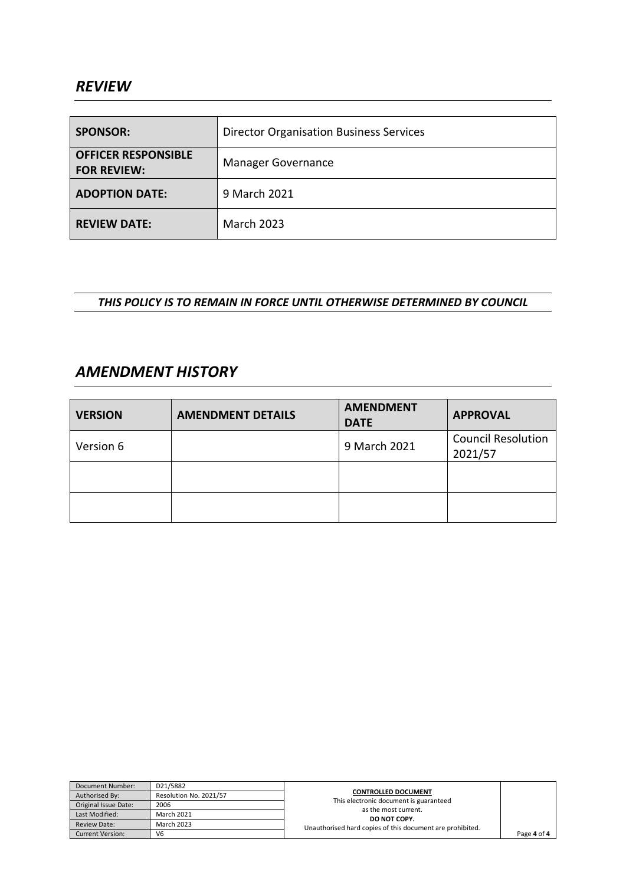## *REVIEW*

| | |
|---|---|
| **SPONSOR:** | Director Organisation Business Services |
| **OFFICER RESPONSIBLE FOR REVIEW:** | Manager Governance |
| **ADOPTION DATE:** | 9 March 2021 |
| **REVIEW DATE:** | March 2023 |

***THIS POLICY IS TO REMAIN IN FORCE UNTIL OTHERWISE DETERMINED BY COUNCIL***

## *AMENDMENT HISTORY*

| VERSION | AMENDMENT DETAILS | AMENDMENT DATE | APPROVAL |
|---|---|---|---|
| Version 6 | | 9 March 2021 | Council Resolution 2021/57 |
| | | | |
| | | | |